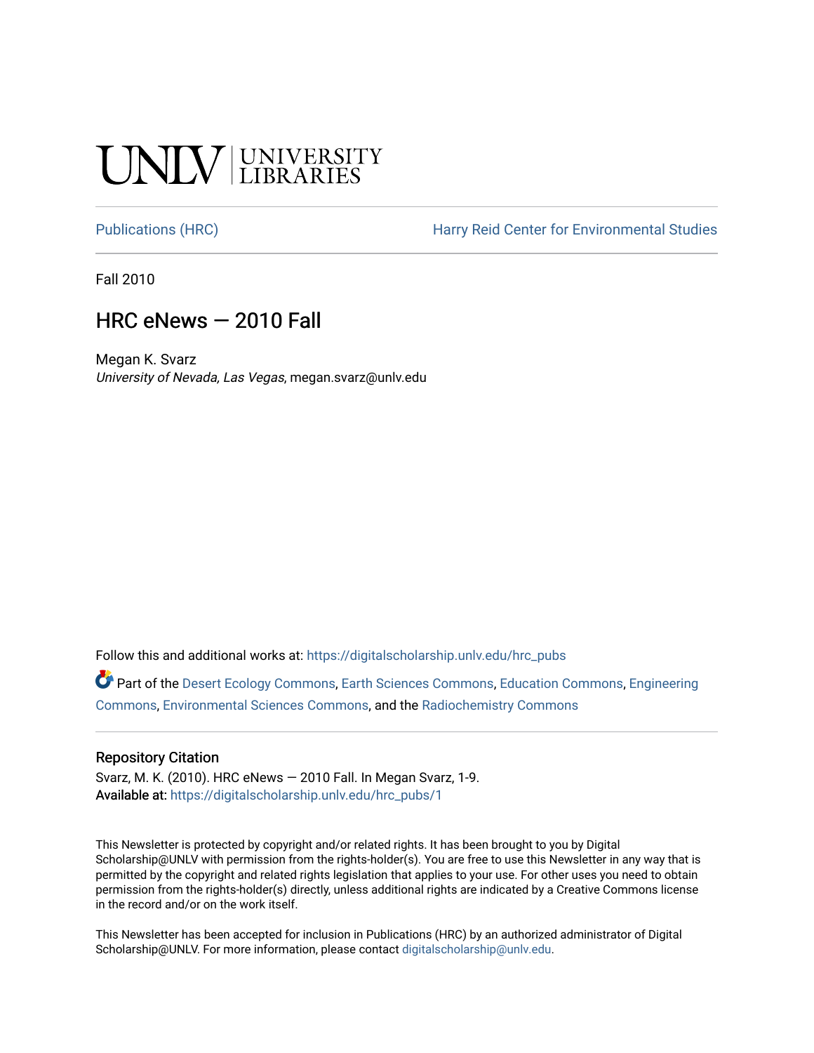UNLV | UNIVERSITY LIBRARIES

Publications (HRC) | Harry Reid Center for Environmental Studies

Fall 2010

# HRC eNews — 2010 Fall

Megan K. Svarz
*University of Nevada, Las Vegas*, megan.svarz@unlv.edu

Follow this and additional works at: https://digitalscholarship.unlv.edu/hrc_pubs

Part of the Desert Ecology Commons, Earth Sciences Commons, Education Commons, Engineering Commons, Environmental Sciences Commons, and the Radiochemistry Commons

## Repository Citation

Svarz, M. K. (2010). HRC eNews — 2010 Fall. In Megan Svarz, 1-9.
**Available at:** https://digitalscholarship.unlv.edu/hrc_pubs/1

This Newsletter is protected by copyright and/or related rights. It has been brought to you by Digital Scholarship@UNLV with permission from the rights-holder(s). You are free to use this Newsletter in any way that is permitted by the copyright and related rights legislation that applies to your use. For other uses you need to obtain permission from the rights-holder(s) directly, unless additional rights are indicated by a Creative Commons license in the record and/or on the work itself.

This Newsletter has been accepted for inclusion in Publications (HRC) by an authorized administrator of Digital Scholarship@UNLV. For more information, please contact digitalscholarship@unlv.edu.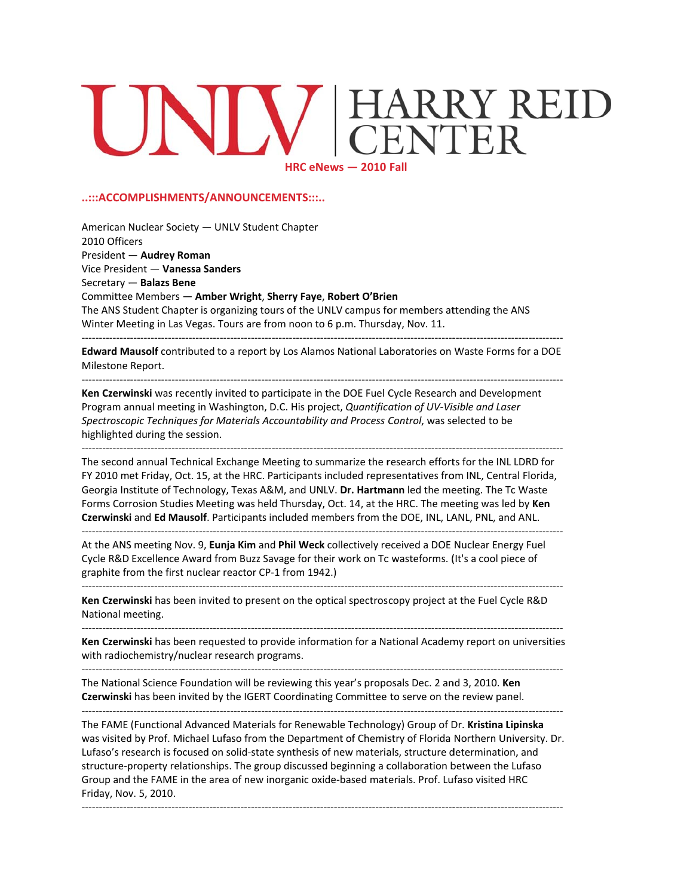# UNLV | HARRY REID CENTER

**HRC eNews — 2010 Fall**

## ..:::ACCOMPLISHMENTS/ANNOUNCEMENTS:::..

American Nuclear Society — UNLV Student Chapter
2010 Officers
President — **Audrey Roman**
Vice President — **Vanessa Sanders**
Secretary — **Balazs Bene**
Committee Members — **Amber Wright**, **Sherry Faye**, **Robert O'Brien**
The ANS Student Chapter is organizing tours of the UNLV campus for members attending the ANS Winter Meeting in Las Vegas. Tours are from noon to 6 p.m. Thursday, Nov. 11.

---

**Edward Mausolf** contributed to a report by Los Alamos National Laboratories on Waste Forms for a DOE Milestone Report.

---

**Ken Czerwinski** was recently invited to participate in the DOE Fuel Cycle Research and Development Program annual meeting in Washington, D.C. His project, *Quantification of UV-Visible and Laser Spectroscopic Techniques for Materials Accountability and Process Control*, was selected to be highlighted during the session.

---

The second annual Technical Exchange Meeting to summarize the research efforts for the INL LDRD for FY 2010 met Friday, Oct. 15, at the HRC. Participants included representatives from INL, Central Florida, Georgia Institute of Technology, Texas A&M, and UNLV. **Dr. Hartmann** led the meeting. The Tc Waste Forms Corrosion Studies Meeting was held Thursday, Oct. 14, at the HRC. The meeting was led by **Ken Czerwinski** and **Ed Mausolf**. Participants included members from the DOE, INL, LANL, PNL, and ANL.

---

At the ANS meeting Nov. 9, **Eunja Kim** and **Phil Weck** collectively received a DOE Nuclear Energy Fuel Cycle R&D Excellence Award from Buzz Savage for their work on Tc wasteforms. (It's a cool piece of graphite from the first nuclear reactor CP-1 from 1942.)

---

**Ken Czerwinski** has been invited to present on the optical spectroscopy project at the Fuel Cycle R&D National meeting.

---

**Ken Czerwinski** has been requested to provide information for a National Academy report on universities with radiochemistry/nuclear research programs.

---

The National Science Foundation will be reviewing this year's proposals Dec. 2 and 3, 2010. **Ken Czerwinski** has been invited by the IGERT Coordinating Committee to serve on the review panel.

---

The FAME (Functional Advanced Materials for Renewable Technology) Group of Dr. **Kristina Lipinska** was visited by Prof. Michael Lufaso from the Department of Chemistry of Florida Northern University. Dr. Lufaso's research is focused on solid-state synthesis of new materials, structure determination, and structure-property relationships. The group discussed beginning a collaboration between the Lufaso Group and the FAME in the area of new inorganic oxide-based materials. Prof. Lufaso visited HRC Friday, Nov. 5, 2010.

---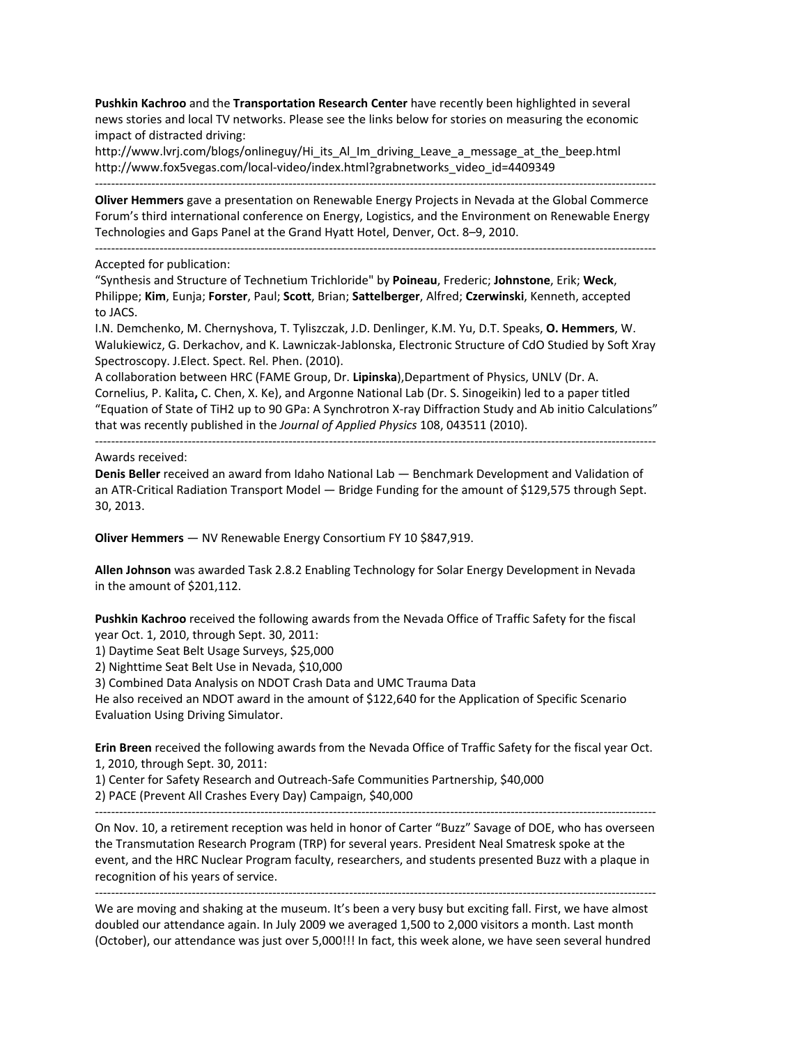**Pushkin Kachroo** and the **Transportation Research Center** have recently been highlighted in several news stories and local TV networks. Please see the links below for stories on measuring the economic impact of distracted driving:
http://www.lvrj.com/blogs/onlineguy/Hi_its_Al_Im_driving_Leave_a_message_at_the_beep.html
http://www.fox5vegas.com/local-video/index.html?grabnetworks_video_id=4409349

---

**Oliver Hemmers** gave a presentation on Renewable Energy Projects in Nevada at the Global Commerce Forum's third international conference on Energy, Logistics, and the Environment on Renewable Energy Technologies and Gaps Panel at the Grand Hyatt Hotel, Denver, Oct. 8–9, 2010.

---

Accepted for publication:
"Synthesis and Structure of Technetium Trichloride" by **Poineau**, Frederic; **Johnstone**, Erik; **Weck**, Philippe; **Kim**, Eunja; **Forster**, Paul; **Scott**, Brian; **Sattelberger**, Alfred; **Czerwinski**, Kenneth, accepted to JACS.
I.N. Demchenko, M. Chernyshova, T. Tyliszczak, J.D. Denlinger, K.M. Yu, D.T. Speaks, **O. Hemmers**, W. Walukiewicz, G. Derkachov, and K. Lawniczak-Jablonska, Electronic Structure of CdO Studied by Soft Xray Spectroscopy. J.Elect. Spect. Rel. Phen. (2010).
A collaboration between HRC (FAME Group, Dr. **Lipinska**),Department of Physics, UNLV (Dr. A. Cornelius, P. Kalita**,** C. Chen, X. Ke), and Argonne National Lab (Dr. S. Sinogeikin) led to a paper titled "Equation of State of TiH2 up to 90 GPa: A Synchrotron X-ray Diffraction Study and Ab initio Calculations" that was recently published in the *Journal of Applied Physics* 108, 043511 (2010).

---

Awards received:
**Denis Beller** received an award from Idaho National Lab — Benchmark Development and Validation of an ATR-Critical Radiation Transport Model — Bridge Funding for the amount of $129,575 through Sept. 30, 2013.

**Oliver Hemmers** — NV Renewable Energy Consortium FY 10 $847,919.

**Allen Johnson** was awarded Task 2.8.2 Enabling Technology for Solar Energy Development in Nevada in the amount of $201,112.

**Pushkin Kachroo** received the following awards from the Nevada Office of Traffic Safety for the fiscal year Oct. 1, 2010, through Sept. 30, 2011:
1) Daytime Seat Belt Usage Surveys, $25,000
2) Nighttime Seat Belt Use in Nevada, $10,000
3) Combined Data Analysis on NDOT Crash Data and UMC Trauma Data
He also received an NDOT award in the amount of $122,640 for the Application of Specific Scenario Evaluation Using Driving Simulator.

**Erin Breen** received the following awards from the Nevada Office of Traffic Safety for the fiscal year Oct. 1, 2010, through Sept. 30, 2011:
1) Center for Safety Research and Outreach-Safe Communities Partnership, $40,000
2) PACE (Prevent All Crashes Every Day) Campaign, $40,000

---

On Nov. 10, a retirement reception was held in honor of Carter "Buzz" Savage of DOE, who has overseen the Transmutation Research Program (TRP) for several years. President Neal Smatresk spoke at the event, and the HRC Nuclear Program faculty, researchers, and students presented Buzz with a plaque in recognition of his years of service.

---

We are moving and shaking at the museum. It's been a very busy but exciting fall. First, we have almost doubled our attendance again. In July 2009 we averaged 1,500 to 2,000 visitors a month. Last month (October), our attendance was just over 5,000!!! In fact, this week alone, we have seen several hundred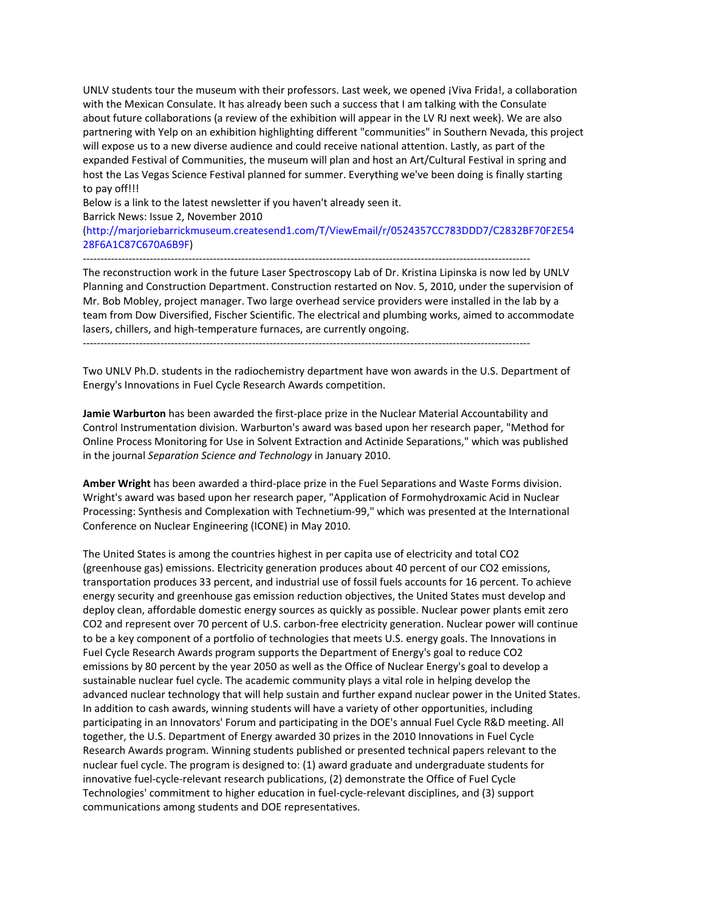UNLV students tour the museum with their professors. Last week, we opened ¡Viva Frida!, a collaboration with the Mexican Consulate. It has already been such a success that I am talking with the Consulate about future collaborations (a review of the exhibition will appear in the LV RJ next week). We are also partnering with Yelp on an exhibition highlighting different "communities" in Southern Nevada, this project will expose us to a new diverse audience and could receive national attention. Lastly, as part of the expanded Festival of Communities, the museum will plan and host an Art/Cultural Festival in spring and host the Las Vegas Science Festival planned for summer. Everything we've been doing is finally starting to pay off!!!

Below is a link to the latest newsletter if you haven't already seen it.

Barrick News: Issue 2, November 2010

(http://marjoriebarrickmuseum.createsend1.com/T/ViewEmail/r/0524357CC783DDD7/C2832BF70F2E5428F6A1C87C670A6B9F)

---

The reconstruction work in the future Laser Spectroscopy Lab of Dr. Kristina Lipinska is now led by UNLV Planning and Construction Department. Construction restarted on Nov. 5, 2010, under the supervision of Mr. Bob Mobley, project manager. Two large overhead service providers were installed in the lab by a team from Dow Diversified, Fischer Scientific. The electrical and plumbing works, aimed to accommodate lasers, chillers, and high-temperature furnaces, are currently ongoing.

---

Two UNLV Ph.D. students in the radiochemistry department have won awards in the U.S. Department of Energy's Innovations in Fuel Cycle Research Awards competition.

**Jamie Warburton** has been awarded the first-place prize in the Nuclear Material Accountability and Control Instrumentation division. Warburton's award was based upon her research paper, "Method for Online Process Monitoring for Use in Solvent Extraction and Actinide Separations," which was published in the journal *Separation Science and Technology* in January 2010.

**Amber Wright** has been awarded a third-place prize in the Fuel Separations and Waste Forms division. Wright's award was based upon her research paper, "Application of Formohydroxamic Acid in Nuclear Processing: Synthesis and Complexation with Technetium-99," which was presented at the International Conference on Nuclear Engineering (ICONE) in May 2010.

The United States is among the countries highest in per capita use of electricity and total $CO_2$ (greenhouse gas) emissions. Electricity generation produces about 40 percent of our $CO_2$ emissions, transportation produces 33 percent, and industrial use of fossil fuels accounts for 16 percent. To achieve energy security and greenhouse gas emission reduction objectives, the United States must develop and deploy clean, affordable domestic energy sources as quickly as possible. Nuclear power plants emit zero $CO_2$ and represent over 70 percent of U.S. carbon-free electricity generation. Nuclear power will continue to be a key component of a portfolio of technologies that meets U.S. energy goals. The Innovations in Fuel Cycle Research Awards program supports the Department of Energy's goal to reduce $CO_2$ emissions by 80 percent by the year 2050 as well as the Office of Nuclear Energy's goal to develop a sustainable nuclear fuel cycle. The academic community plays a vital role in helping develop the advanced nuclear technology that will help sustain and further expand nuclear power in the United States. In addition to cash awards, winning students will have a variety of other opportunities, including participating in an Innovators' Forum and participating in the DOE's annual Fuel Cycle R&D meeting. All together, the U.S. Department of Energy awarded 30 prizes in the 2010 Innovations in Fuel Cycle Research Awards program. Winning students published or presented technical papers relevant to the nuclear fuel cycle. The program is designed to: (1) award graduate and undergraduate students for innovative fuel-cycle-relevant research publications, (2) demonstrate the Office of Fuel Cycle Technologies' commitment to higher education in fuel-cycle-relevant disciplines, and (3) support communications among students and DOE representatives.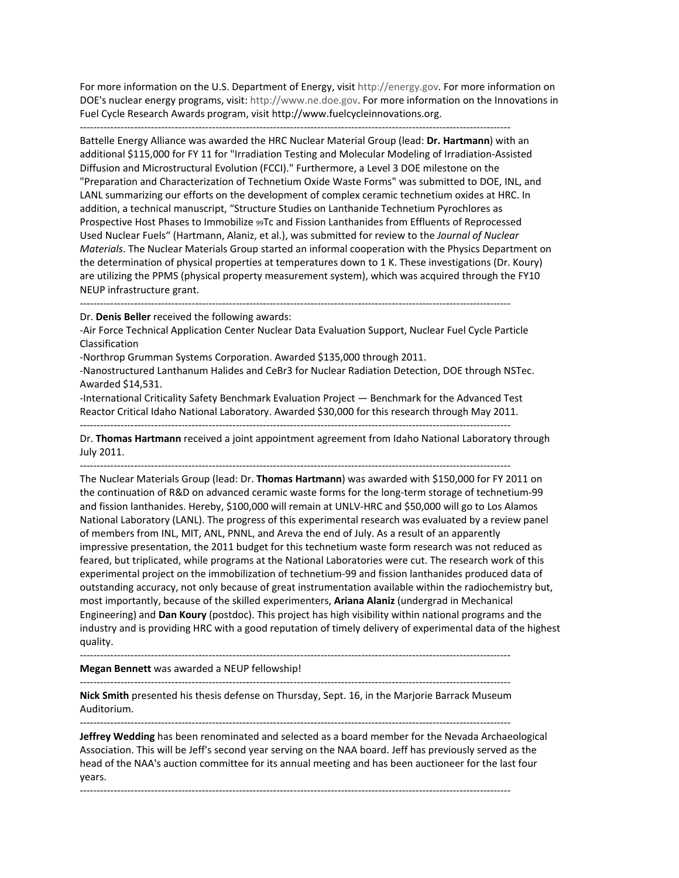For more information on the U.S. Department of Energy, visit http://energy.gov. For more information on DOE's nuclear energy programs, visit: http://www.ne.doe.gov. For more information on the Innovations in Fuel Cycle Research Awards program, visit http://www.fuelcycleinnovations.org.

---

Battelle Energy Alliance was awarded the HRC Nuclear Material Group (lead: **Dr. Hartmann**) with an additional $115,000 for FY 11 for "Irradiation Testing and Molecular Modeling of Irradiation-Assisted Diffusion and Microstructural Evolution (FCCI)." Furthermore, a Level 3 DOE milestone on the "Preparation and Characterization of Technetium Oxide Waste Forms" was submitted to DOE, INL, and LANL summarizing our efforts on the development of complex ceramic technetium oxides at HRC. In addition, a technical manuscript, "Structure Studies on Lanthanide Technetium Pyrochlores as Prospective Host Phases to Immobilize $_{99}$Tc and Fission Lanthanides from Effluents of Reprocessed Used Nuclear Fuels" (Hartmann, Alaniz, et al.), was submitted for review to the *Journal of Nuclear Materials*. The Nuclear Materials Group started an informal cooperation with the Physics Department on the determination of physical properties at temperatures down to 1 K. These investigations (Dr. Koury) are utilizing the PPMS (physical property measurement system), which was acquired through the FY10 NEUP infrastructure grant.

---

Dr. **Denis Beller** received the following awards:

-Air Force Technical Application Center Nuclear Data Evaluation Support, Nuclear Fuel Cycle Particle Classification

-Northrop Grumman Systems Corporation. Awarded $135,000 through 2011.

-Nanostructured Lanthanum Halides and CeBr3 for Nuclear Radiation Detection, DOE through NSTec. Awarded $14,531.

-International Criticality Safety Benchmark Evaluation Project — Benchmark for the Advanced Test Reactor Critical Idaho National Laboratory. Awarded $30,000 for this research through May 2011.

---

Dr. **Thomas Hartmann** received a joint appointment agreement from Idaho National Laboratory through July 2011.

---

The Nuclear Materials Group (lead: Dr. **Thomas Hartmann**) was awarded with $150,000 for FY 2011 on the continuation of R&D on advanced ceramic waste forms for the long-term storage of technetium-99 and fission lanthanides. Hereby, $100,000 will remain at UNLV-HRC and $50,000 will go to Los Alamos National Laboratory (LANL). The progress of this experimental research was evaluated by a review panel of members from INL, MIT, ANL, PNNL, and Areva the end of July. As a result of an apparently impressive presentation, the 2011 budget for this technetium waste form research was not reduced as feared, but triplicated, while programs at the National Laboratories were cut. The research work of this experimental project on the immobilization of technetium-99 and fission lanthanides produced data of outstanding accuracy, not only because of great instrumentation available within the radiochemistry but, most importantly, because of the skilled experimenters, **Ariana Alaniz** (undergrad in Mechanical Engineering) and **Dan Koury** (postdoc). This project has high visibility within national programs and the industry and is providing HRC with a good reputation of timely delivery of experimental data of the highest quality.

---

**Megan Bennett** was awarded a NEUP fellowship!

---

**Nick Smith** presented his thesis defense on Thursday, Sept. 16, in the Marjorie Barrack Museum Auditorium.

---

**Jeffrey Wedding** has been renominated and selected as a board member for the Nevada Archaeological Association. This will be Jeff's second year serving on the NAA board. Jeff has previously served as the head of the NAA's auction committee for its annual meeting and has been auctioneer for the last four years.

---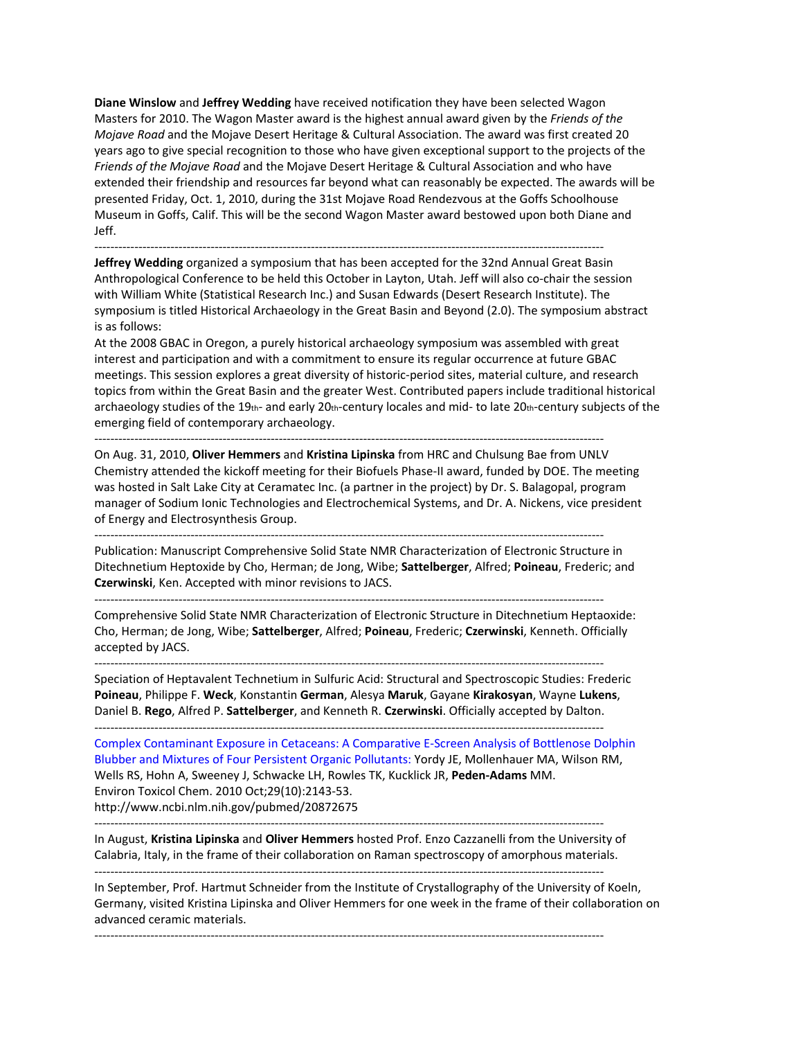**Diane Winslow** and **Jeffrey Wedding** have received notification they have been selected Wagon Masters for 2010. The Wagon Master award is the highest annual award given by the *Friends of the Mojave Road* and the Mojave Desert Heritage & Cultural Association. The award was first created 20 years ago to give special recognition to those who have given exceptional support to the projects of the *Friends of the Mojave Road* and the Mojave Desert Heritage & Cultural Association and who have extended their friendship and resources far beyond what can reasonably be expected. The awards will be presented Friday, Oct. 1, 2010, during the 31st Mojave Road Rendezvous at the Goffs Schoolhouse Museum in Goffs, Calif. This will be the second Wagon Master award bestowed upon both Diane and Jeff.

---

**Jeffrey Wedding** organized a symposium that has been accepted for the 32nd Annual Great Basin Anthropological Conference to be held this October in Layton, Utah. Jeff will also co-chair the session with William White (Statistical Research Inc.) and Susan Edwards (Desert Research Institute). The symposium is titled Historical Archaeology in the Great Basin and Beyond (2.0). The symposium abstract is as follows:

At the 2008 GBAC in Oregon, a purely historical archaeology symposium was assembled with great interest and participation and with a commitment to ensure its regular occurrence at future GBAC meetings. This session explores a great diversity of historic-period sites, material culture, and research topics from within the Great Basin and the greater West. Contributed papers include traditional historical archaeology studies of the 19th- and early 20th-century locales and mid- to late 20th-century subjects of the emerging field of contemporary archaeology.

---

On Aug. 31, 2010, **Oliver Hemmers** and **Kristina Lipinska** from HRC and Chulsung Bae from UNLV Chemistry attended the kickoff meeting for their Biofuels Phase-II award, funded by DOE. The meeting was hosted in Salt Lake City at Ceramatec Inc. (a partner in the project) by Dr. S. Balagopal, program manager of Sodium Ionic Technologies and Electrochemical Systems, and Dr. A. Nickens, vice president of Energy and Electrosynthesis Group.

---

Publication: Manuscript Comprehensive Solid State NMR Characterization of Electronic Structure in Ditechnetium Heptoxide by Cho, Herman; de Jong, Wibe; **Sattelberger**, Alfred; **Poineau**, Frederic; and **Czerwinski**, Ken. Accepted with minor revisions to JACS.

---

Comprehensive Solid State NMR Characterization of Electronic Structure in Ditechnetium Heptaoxide: Cho, Herman; de Jong, Wibe; **Sattelberger**, Alfred; **Poineau**, Frederic; **Czerwinski**, Kenneth. Officially accepted by JACS.

---

Speciation of Heptavalent Technetium in Sulfuric Acid: Structural and Spectroscopic Studies: Frederic **Poineau**, Philippe F. **Weck**, Konstantin **German**, Alesya **Maruk**, Gayane **Kirakosyan**, Wayne **Lukens**, Daniel B. **Rego**, Alfred P. **Sattelberger**, and Kenneth R. **Czerwinski**. Officially accepted by Dalton.

---

Complex Contaminant Exposure in Cetaceans: A Comparative E-Screen Analysis of Bottlenose Dolphin Blubber and Mixtures of Four Persistent Organic Pollutants: Yordy JE, Mollenhauer MA, Wilson RM, Wells RS, Hohn A, Sweeney J, Schwacke LH, Rowles TK, Kucklick JR, **Peden-Adams** MM.
Environ Toxicol Chem. 2010 Oct;29(10):2143-53.
http://www.ncbi.nlm.nih.gov/pubmed/20872675

---

In August, **Kristina Lipinska** and **Oliver Hemmers** hosted Prof. Enzo Cazzanelli from the University of Calabria, Italy, in the frame of their collaboration on Raman spectroscopy of amorphous materials.

---

In September, Prof. Hartmut Schneider from the Institute of Crystallography of the University of Koeln, Germany, visited Kristina Lipinska and Oliver Hemmers for one week in the frame of their collaboration on advanced ceramic materials.

---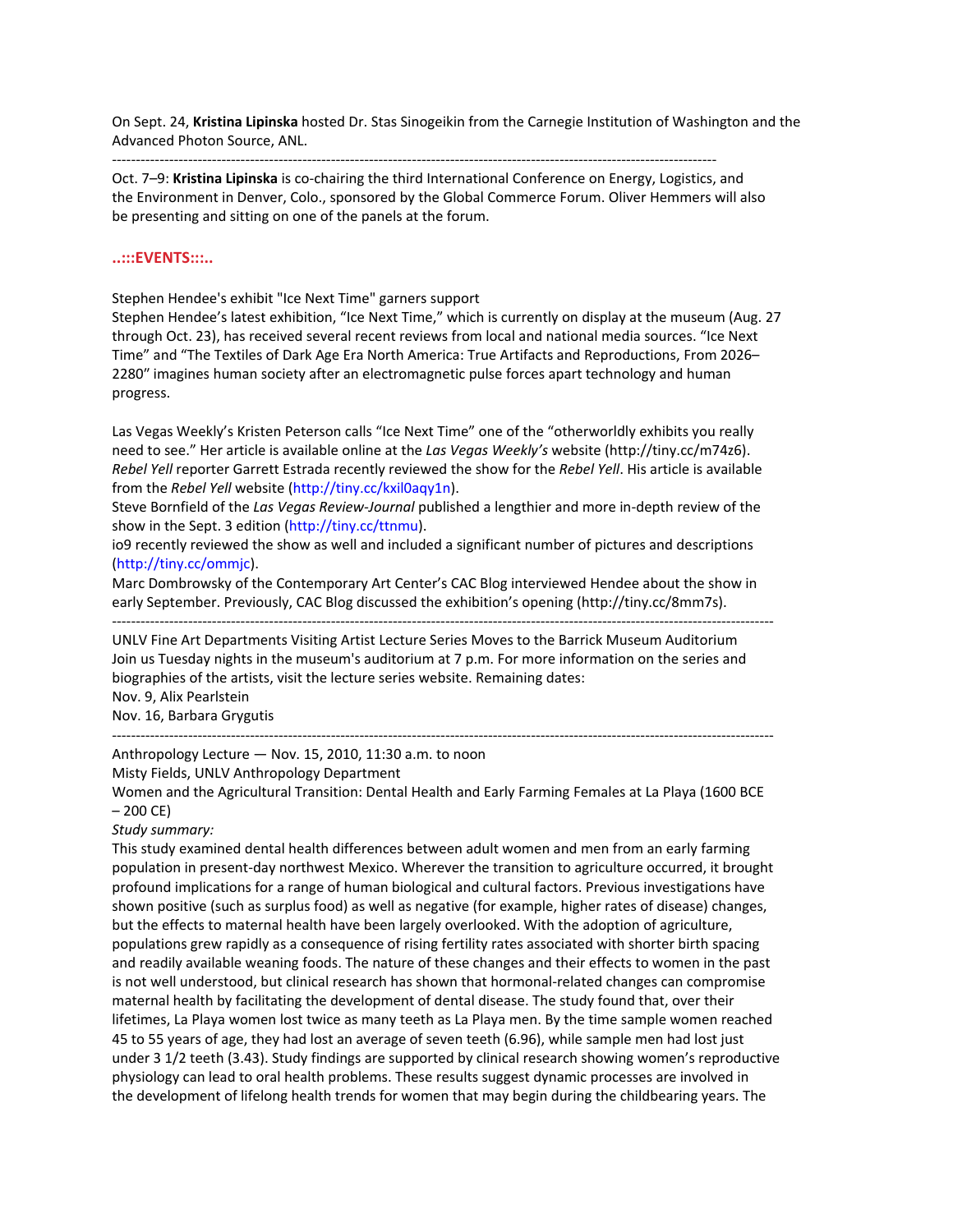On Sept. 24, **Kristina Lipinska** hosted Dr. Stas Sinogeikin from the Carnegie Institution of Washington and the Advanced Photon Source, ANL.

---

Oct. 7–9: **Kristina Lipinska** is co-chairing the third International Conference on Energy, Logistics, and the Environment in Denver, Colo., sponsored by the Global Commerce Forum. Oliver Hemmers will also be presenting and sitting on one of the panels at the forum.

## ..:::EVENTS:::..

Stephen Hendee's exhibit "Ice Next Time" garners support

Stephen Hendee's latest exhibition, "Ice Next Time," which is currently on display at the museum (Aug. 27 through Oct. 23), has received several recent reviews from local and national media sources. "Ice Next Time" and "The Textiles of Dark Age Era North America: True Artifacts and Reproductions, From 2026–2280" imagines human society after an electromagnetic pulse forces apart technology and human progress.

Las Vegas Weekly's Kristen Peterson calls "Ice Next Time" one of the "otherworldly exhibits you really need to see." Her article is available online at the *Las Vegas Weekly's* website (http://tiny.cc/m74z6).

*Rebel Yell* reporter Garrett Estrada recently reviewed the show for the *Rebel Yell*. His article is available from the *Rebel Yell* website (http://tiny.cc/kxil0aqy1n).

Steve Bornfield of the *Las Vegas Review-Journal* published a lengthier and more in-depth review of the show in the Sept. 3 edition (http://tiny.cc/ttnmu).

io9 recently reviewed the show as well and included a significant number of pictures and descriptions (http://tiny.cc/ommjc).

Marc Dombrowsky of the Contemporary Art Center's CAC Blog interviewed Hendee about the show in early September. Previously, CAC Blog discussed the exhibition's opening (http://tiny.cc/8mm7s).

---

UNLV Fine Art Departments Visiting Artist Lecture Series Moves to the Barrick Museum Auditorium

Join us Tuesday nights in the museum's auditorium at 7 p.m. For more information on the series and biographies of the artists, visit the lecture series website. Remaining dates:

Nov. 9, Alix Pearlstein

Nov. 16, Barbara Grygutis

---

Anthropology Lecture — Nov. 15, 2010, 11:30 a.m. to noon

Misty Fields, UNLV Anthropology Department

Women and the Agricultural Transition: Dental Health and Early Farming Females at La Playa (1600 BCE – 200 CE)

*Study summary:*

This study examined dental health differences between adult women and men from an early farming population in present-day northwest Mexico. Wherever the transition to agriculture occurred, it brought profound implications for a range of human biological and cultural factors. Previous investigations have shown positive (such as surplus food) as well as negative (for example, higher rates of disease) changes, but the effects to maternal health have been largely overlooked. With the adoption of agriculture, populations grew rapidly as a consequence of rising fertility rates associated with shorter birth spacing and readily available weaning foods. The nature of these changes and their effects to women in the past is not well understood, but clinical research has shown that hormonal-related changes can compromise maternal health by facilitating the development of dental disease. The study found that, over their lifetimes, La Playa women lost twice as many teeth as La Playa men. By the time sample women reached 45 to 55 years of age, they had lost an average of seven teeth (6.96), while sample men had lost just under 3 1/2 teeth (3.43). Study findings are supported by clinical research showing women's reproductive physiology can lead to oral health problems. These results suggest dynamic processes are involved in the development of lifelong health trends for women that may begin during the childbearing years. The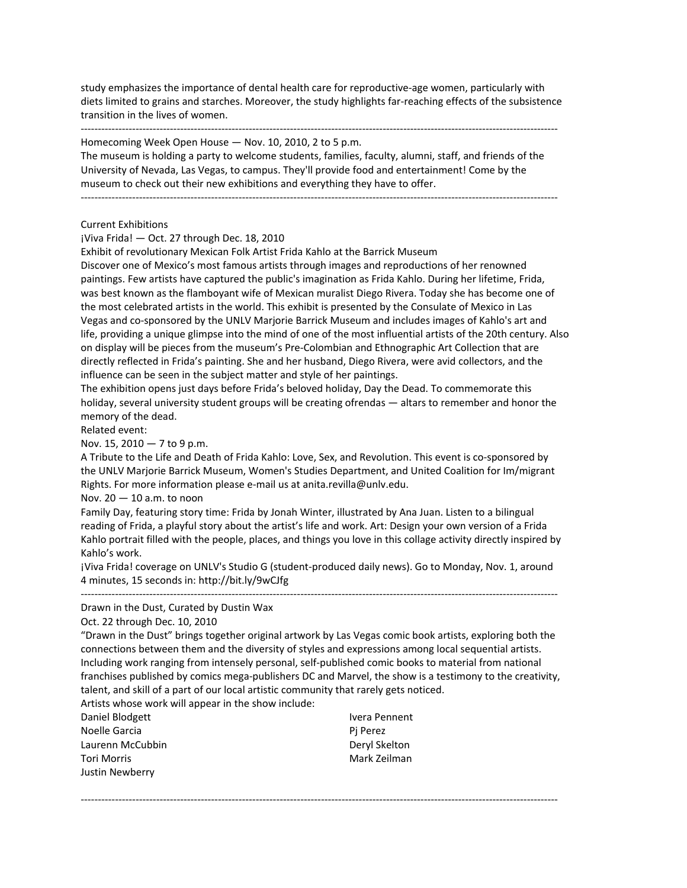study emphasizes the importance of dental health care for reproductive-age women, particularly with diets limited to grains and starches. Moreover, the study highlights far-reaching effects of the subsistence transition in the lives of women.

---

Homecoming Week Open House — Nov. 10, 2010, 2 to 5 p.m.

The museum is holding a party to welcome students, families, faculty, alumni, staff, and friends of the University of Nevada, Las Vegas, to campus. They'll provide food and entertainment! Come by the museum to check out their new exhibitions and everything they have to offer.

---

Current Exhibitions

¡Viva Frida! — Oct. 27 through Dec. 18, 2010

Exhibit of revolutionary Mexican Folk Artist Frida Kahlo at the Barrick Museum

Discover one of Mexico's most famous artists through images and reproductions of her renowned paintings. Few artists have captured the public's imagination as Frida Kahlo. During her lifetime, Frida, was best known as the flamboyant wife of Mexican muralist Diego Rivera. Today she has become one of the most celebrated artists in the world. This exhibit is presented by the Consulate of Mexico in Las Vegas and co-sponsored by the UNLV Marjorie Barrick Museum and includes images of Kahlo's art and life, providing a unique glimpse into the mind of one of the most influential artists of the 20th century. Also on display will be pieces from the museum's Pre-Colombian and Ethnographic Art Collection that are directly reflected in Frida's painting. She and her husband, Diego Rivera, were avid collectors, and the influence can be seen in the subject matter and style of her paintings.

The exhibition opens just days before Frida's beloved holiday, Day the Dead. To commemorate this holiday, several university student groups will be creating ofrendas — altars to remember and honor the memory of the dead.

Related event:

Nov. 15, 2010 — 7 to 9 p.m.

A Tribute to the Life and Death of Frida Kahlo: Love, Sex, and Revolution. This event is co-sponsored by the UNLV Marjorie Barrick Museum, Women's Studies Department, and United Coalition for Im/migrant Rights. For more information please e-mail us at anita.revilla@unlv.edu.

Nov. 20 — 10 a.m. to noon

Family Day, featuring story time: Frida by Jonah Winter, illustrated by Ana Juan. Listen to a bilingual reading of Frida, a playful story about the artist's life and work. Art: Design your own version of a Frida Kahlo portrait filled with the people, places, and things you love in this collage activity directly inspired by Kahlo's work.

¡Viva Frida! coverage on UNLV's Studio G (student-produced daily news). Go to Monday, Nov. 1, around 4 minutes, 15 seconds in: http://bit.ly/9wCJfg

---

Drawn in the Dust, Curated by Dustin Wax

Oct. 22 through Dec. 10, 2010

"Drawn in the Dust" brings together original artwork by Las Vegas comic book artists, exploring both the connections between them and the diversity of styles and expressions among local sequential artists. Including work ranging from intensely personal, self-published comic books to material from national franchises published by comics mega-publishers DC and Marvel, the show is a testimony to the creativity, talent, and skill of a part of our local artistic community that rarely gets noticed.

Artists whose work will appear in the show include:

Daniel Blodgett
Noelle Garcia
Laurenn McCubbin
Tori Morris
Justin Newberry
Ivera Pennent
Pj Perez
Deryl Skelton
Mark Zeilman

---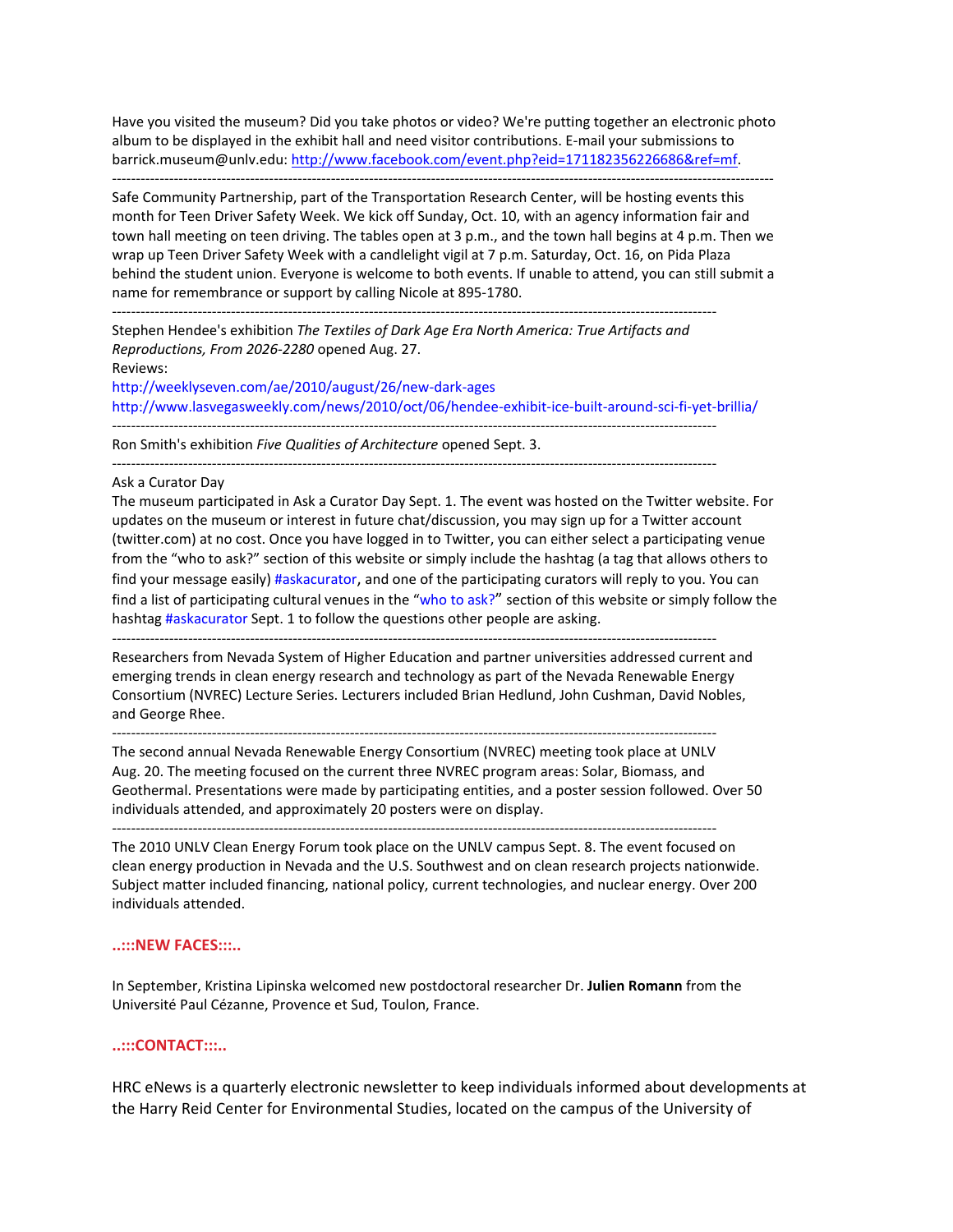Have you visited the museum? Did you take photos or video? We're putting together an electronic photo album to be displayed in the exhibit hall and need visitor contributions. E-mail your submissions to barrick.museum@unlv.edu: http://www.facebook.com/event.php?eid=171182356226686&ref=mf.

---

Safe Community Partnership, part of the Transportation Research Center, will be hosting events this month for Teen Driver Safety Week. We kick off Sunday, Oct. 10, with an agency information fair and town hall meeting on teen driving. The tables open at 3 p.m., and the town hall begins at 4 p.m. Then we wrap up Teen Driver Safety Week with a candlelight vigil at 7 p.m. Saturday, Oct. 16, on Pida Plaza behind the student union. Everyone is welcome to both events. If unable to attend, you can still submit a name for remembrance or support by calling Nicole at 895-1780.

---

Stephen Hendee's exhibition *The Textiles of Dark Age Era North America: True Artifacts and Reproductions, From 2026-2280* opened Aug. 27.
Reviews:
http://weeklyseven.com/ae/2010/august/26/new-dark-ages
http://www.lasvegasweekly.com/news/2010/oct/06/hendee-exhibit-ice-built-around-sci-fi-yet-brillia/

---

Ron Smith's exhibition *Five Qualities of Architecture* opened Sept. 3.

---

Ask a Curator Day
The museum participated in Ask a Curator Day Sept. 1. The event was hosted on the Twitter website. For updates on the museum or interest in future chat/discussion, you may sign up for a Twitter account (twitter.com) at no cost. Once you have logged in to Twitter, you can either select a participating venue from the "who to ask?" section of this website or simply include the hashtag (a tag that allows others to find your message easily) #askacurator, and one of the participating curators will reply to you. You can find a list of participating cultural venues in the "who to ask?" section of this website or simply follow the hashtag #askacurator Sept. 1 to follow the questions other people are asking.

---

Researchers from Nevada System of Higher Education and partner universities addressed current and emerging trends in clean energy research and technology as part of the Nevada Renewable Energy Consortium (NVREC) Lecture Series. Lecturers included Brian Hedlund, John Cushman, David Nobles, and George Rhee.

---

The second annual Nevada Renewable Energy Consortium (NVREC) meeting took place at UNLV Aug. 20. The meeting focused on the current three NVREC program areas: Solar, Biomass, and Geothermal. Presentations were made by participating entities, and a poster session followed. Over 50 individuals attended, and approximately 20 posters were on display.

---

The 2010 UNLV Clean Energy Forum took place on the UNLV campus Sept. 8. The event focused on clean energy production in Nevada and the U.S. Southwest and on clean research projects nationwide. Subject matter included financing, national policy, current technologies, and nuclear energy. Over 200 individuals attended.

## ..:::NEW FACES:::..

In September, Kristina Lipinska welcomed new postdoctoral researcher Dr. **Julien Romann** from the Université Paul Cézanne, Provence et Sud, Toulon, France.

## ..:::CONTACT:::..

HRC eNews is a quarterly electronic newsletter to keep individuals informed about developments at the Harry Reid Center for Environmental Studies, located on the campus of the University of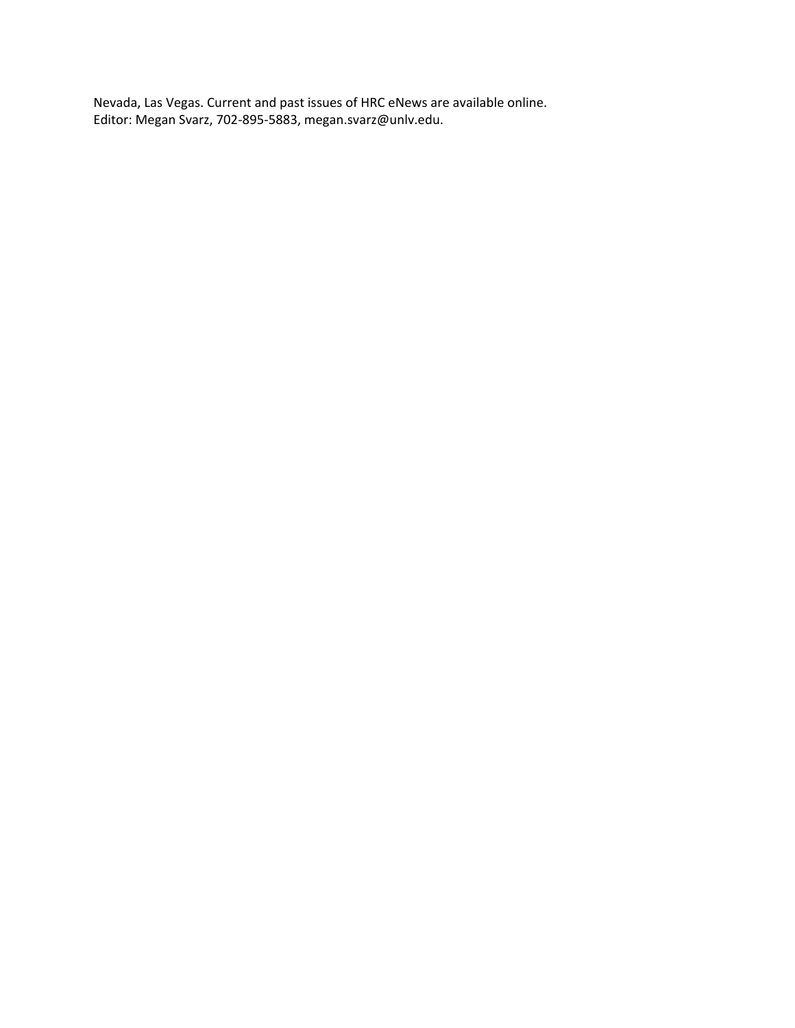Nevada, Las Vegas. Current and past issues of HRC eNews are available online.
Editor: Megan Svarz, 702-895-5883, megan.svarz@unlv.edu.